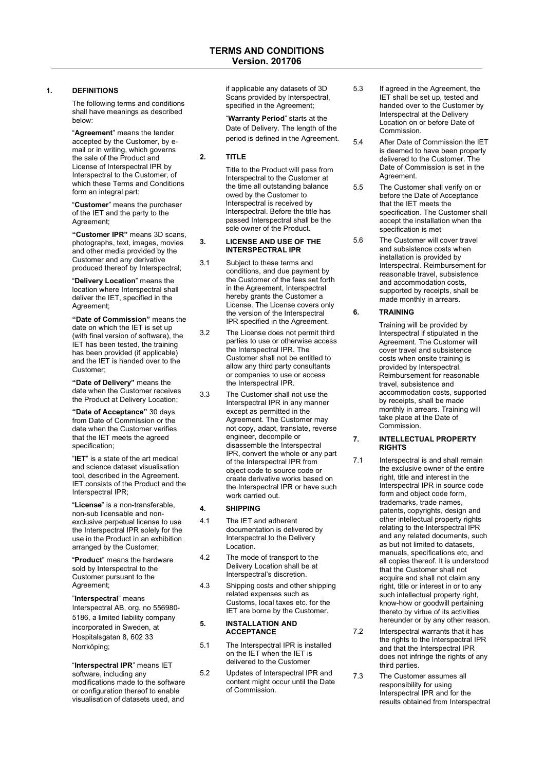# TERMS AND CONDITIONS
## Version. 201706

## 1. DEFINITIONS

The following terms and conditions shall have meanings as described below:

"**Agreement**" means the tender accepted by the Customer, by e-mail or in writing, which governs the sale of the Product and License of Interspectral IPR by Interspectral to the Customer, of which these Terms and Conditions form an integral part;

"**Customer**" means the purchaser of the IET and the party to the Agreement;

**"Customer IPR"** means 3D scans, photographs, text, images, movies and other media provided by the Customer and any derivative produced thereof by Interspectral;

"**Delivery Location**" means the location where Interspectral shall deliver the IET, specified in the Agreement;

**"Date of Commission"** means the date on which the IET is set up (with final version of software), the IET has been tested, the training has been provided (if applicable) and the IET is handed over to the Customer;

**"Date of Delivery"** means the date when the Customer receives the Product at Delivery Location;

**"Date of Acceptance"** 30 days from Date of Commission or the date when the Customer verifies that the IET meets the agreed specification;

"**IET**" is a state of the art medical and science dataset visualisation tool, described in the Agreement. IET consists of the Product and the Interspectral IPR;

"**License**" is a non-transferable, non-sub licensable and non-exclusive perpetual license to use the Interspectral IPR solely for the use in the Product in an exhibition arranged by the Customer;

"**Product**" means the hardware sold by Interspectral to the Customer pursuant to the Agreement;

"**Interspectral**" means Interspectral AB, org. no 556980-5186, a limited liability company incorporated in Sweden, at Hospitalsgatan 8, 602 33 Norrköping;

"**Interspectral IPR**" means IET software, including any modifications made to the software or configuration thereof to enable visualisation of datasets used, and if applicable any datasets of 3D Scans provided by Interspectral, specified in the Agreement;

"**Warranty Period**" starts at the Date of Delivery. The length of the period is defined in the Agreement.

## 2. TITLE

Title to the Product will pass from Interspectral to the Customer at the time all outstanding balance owed by the Customer to Interspectral is received by Interspectral. Before the title has passed Interspectral shall be the sole owner of the Product.

## 3. LICENSE AND USE OF THE INTERSPECTRAL IPR

3.1 Subject to these terms and conditions, and due payment by the Customer of the fees set forth in the Agreement, Interspectral hereby grants the Customer a License. The License covers only the version of the Interspectral IPR specified in the Agreement.

3.2 The License does not permit third parties to use or otherwise access the Interspectral IPR. The Customer shall not be entitled to allow any third party consultants or companies to use or access the Interspectral IPR.

3.3 The Customer shall not use the Interspectral IPR in any manner except as permitted in the Agreement. The Customer may not copy, adapt, translate, reverse engineer, decompile or disassemble the Interspectral IPR, convert the whole or any part of the Interspectral IPR from object code to source code or create derivative works based on the Interspectral IPR or have such work carried out.

## 4. SHIPPING

4.1 The IET and adherent documentation is delivered by Interspectral to the Delivery Location.

4.2 The mode of transport to the Delivery Location shall be at Interspectral's discretion.

4.3 Shipping costs and other shipping related expenses such as Customs, local taxes etc. for the IET are borne by the Customer.

## 5. INSTALLATION AND ACCEPTANCE

5.1 The Interspectral IPR is installed on the IET when the IET is delivered to the Customer

5.2 Updates of Interspectral IPR and content might occur until the Date of Commission.

5.3 If agreed in the Agreement, the IET shall be set up, tested and handed over to the Customer by Interspectral at the Delivery Location on or before Date of Commission.

5.4 After Date of Commission the IET is deemed to have been properly delivered to the Customer. The Date of Commission is set in the Agreement.

5.5 The Customer shall verify on or before the Date of Acceptance that the IET meets the specification. The Customer shall accept the installation when the specification is met

5.6 The Customer will cover travel and subsistence costs when installation is provided by Interspectral. Reimbursement for reasonable travel, subsistence and accommodation costs, supported by receipts, shall be made monthly in arrears.

## 6. TRAINING

Training will be provided by Interspectral if stipulated in the Agreement. The Customer will cover travel and subsistence costs when onsite training is provided by Interspectral. Reimbursement for reasonable travel, subsistence and accommodation costs, supported by receipts, shall be made monthly in arrears. Training will take place at the Date of Commission.

## 7. INTELLECTUAL PROPERTY RIGHTS

7.1 Interspectral is and shall remain the exclusive owner of the entire right, title and interest in the Interspectral IPR in source code form and object code form, trademarks, trade names, patents, copyrights, design and other intellectual property rights relating to the Interspectral IPR and any related documents, such as but not limited to datasets, manuals, specifications etc, and all copies thereof. It is understood that the Customer shall not acquire and shall not claim any right, title or interest in or to any such intellectual property right, know-how or goodwill pertaining thereto by virtue of its activities hereunder or by any other reason.

7.2 Interspectral warrants that it has the rights to the Interspectral IPR and that the Interspectral IPR does not infringe the rights of any third parties.

7.3 The Customer assumes all responsibility for using Interspectral IPR and for the results obtained from Interspectral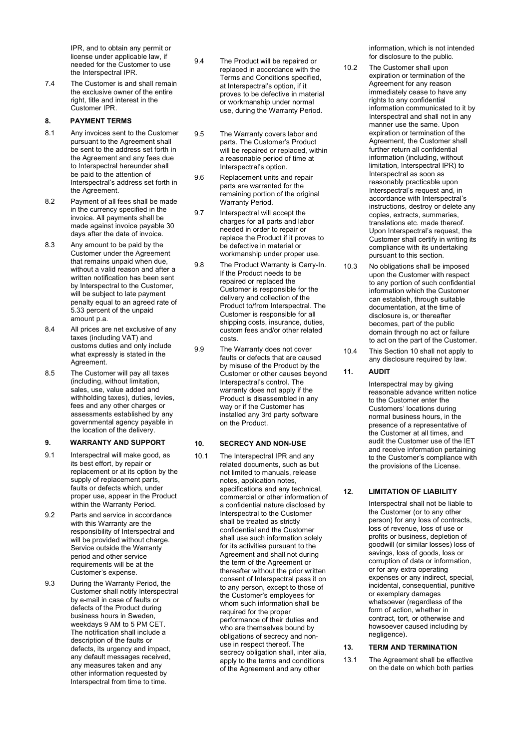IPR, and to obtain any permit or license under applicable law, if needed for the Customer to use the Interspectral IPR.

7.4 The Customer is and shall remain the exclusive owner of the entire right, title and interest in the Customer IPR.

## 8. PAYMENT TERMS

8.1 Any invoices sent to the Customer pursuant to the Agreement shall be sent to the address set forth in the Agreement and any fees due to Interspectral hereunder shall be paid to the attention of Interspectral's address set forth in the Agreement.

8.2 Payment of all fees shall be made in the currency specified in the invoice. All payments shall be made against invoice payable 30 days after the date of invoice.

8.3 Any amount to be paid by the Customer under the Agreement that remains unpaid when due, without a valid reason and after a written notification has been sent by Interspectral to the Customer, will be subject to late payment penalty equal to an agreed rate of 5.33 percent of the unpaid amount p.a.

8.4 All prices are net exclusive of any taxes (including VAT) and customs duties and only include what expressly is stated in the Agreement.

8.5 The Customer will pay all taxes (including, without limitation, sales, use, value added and withholding taxes), duties, levies, fees and any other charges or assessments established by any governmental agency payable in the location of the delivery.

## 9. WARRANTY AND SUPPORT

9.1 Interspectral will make good, as its best effort, by repair or replacement or at its option by the supply of replacement parts, faults or defects which, under proper use, appear in the Product within the Warranty Period.

9.2 Parts and service in accordance with this Warranty are the responsibility of Interspectral and will be provided without charge. Service outside the Warranty period and other service requirements will be at the Customer's expense.

9.3 During the Warranty Period, the Customer shall notify Interspectral by e-mail in case of faults or defects of the Product during business hours in Sweden, weekdays 9 AM to 5 PM CET. The notification shall include a description of the faults or defects, its urgency and impact, any default messages received, any measures taken and any other information requested by Interspectral from time to time.

9.4 The Product will be repaired or replaced in accordance with the Terms and Conditions specified, at Interspectral's option, if it proves to be defective in material or workmanship under normal use, during the Warranty Period.

9.5 The Warranty covers labor and parts. The Customer's Product will be repaired or replaced, within a reasonable period of time at Interspectral's option.

9.6 Replacement units and repair parts are warranted for the remaining portion of the original Warranty Period.

9.7 Interspectral will accept the charges for all parts and labor needed in order to repair or replace the Product if it proves to be defective in material or workmanship under proper use.

9.8 The Product Warranty is Carry-In. If the Product needs to be repaired or replaced the Customer is responsible for the delivery and collection of the Product to/from Interspectral. The Customer is responsible for all shipping costs, insurance, duties, custom fees and/or other related costs.

9.9 The Warranty does not cover faults or defects that are caused by misuse of the Product by the Customer or other causes beyond Interspectral's control. The warranty does not apply if the Product is disassembled in any way or if the Customer has installed any 3rd party software on the Product.

## 10. SECRECY AND NON-USE

10.1 The Interspectral IPR and any related documents, such as but not limited to manuals, release notes, application notes, specifications and any technical, commercial or other information of a confidential nature disclosed by Interspectral to the Customer shall be treated as strictly confidential and the Customer shall use such information solely for its activities pursuant to the Agreement and shall not during the term of the Agreement or thereafter without the prior written consent of Interspectral pass it on to any person, except to those of the Customer's employees for whom such information shall be required for the proper performance of their duties and who are themselves bound by obligations of secrecy and non-use in respect thereof. The secrecy obligation shall, inter alia, apply to the terms and conditions of the Agreement and any other information, which is not intended for disclosure to the public.

10.2 The Customer shall upon expiration or termination of the Agreement for any reason immediately cease to have any rights to any confidential information communicated to it by Interspectral and shall not in any manner use the same. Upon expiration or termination of the Agreement, the Customer shall further return all confidential information (including, without limitation, Interspectral IPR) to Interspectral as soon as reasonably practicable upon Interspectral's request and, in accordance with Interspectral's instructions, destroy or delete any copies, extracts, summaries, translations etc. made thereof. Upon Interspectral's request, the Customer shall certify in writing its compliance with its undertaking pursuant to this section.

10.3 No obligations shall be imposed upon the Customer with respect to any portion of such confidential information which the Customer can establish, through suitable documentation, at the time of disclosure is, or thereafter becomes, part of the public domain through no act or failure to act on the part of the Customer.

10.4 This Section 10 shall not apply to any disclosure required by law.

## 11. AUDIT

Interspectral may by giving reasonable advance written notice to the Customer enter the Customers' locations during normal business hours, in the presence of a representative of the Customer at all times, and audit the Customer use of the IET and receive information pertaining to the Customer's compliance with the provisions of the License.

## 12. LIMITATION OF LIABILITY

Interspectral shall not be liable to the Customer (or to any other person) for any loss of contracts, loss of revenue, loss of use or profits or business, depletion of goodwill (or similar losses) loss of savings, loss of goods, loss or corruption of data or information, or for any extra operating expenses or any indirect, special, incidental, consequential, punitive or exemplary damages whatsoever (regardless of the form of action, whether in contract, tort, or otherwise and howsoever caused including by negligence).

## 13. TERM AND TERMINATION

13.1 The Agreement shall be effective on the date on which both parties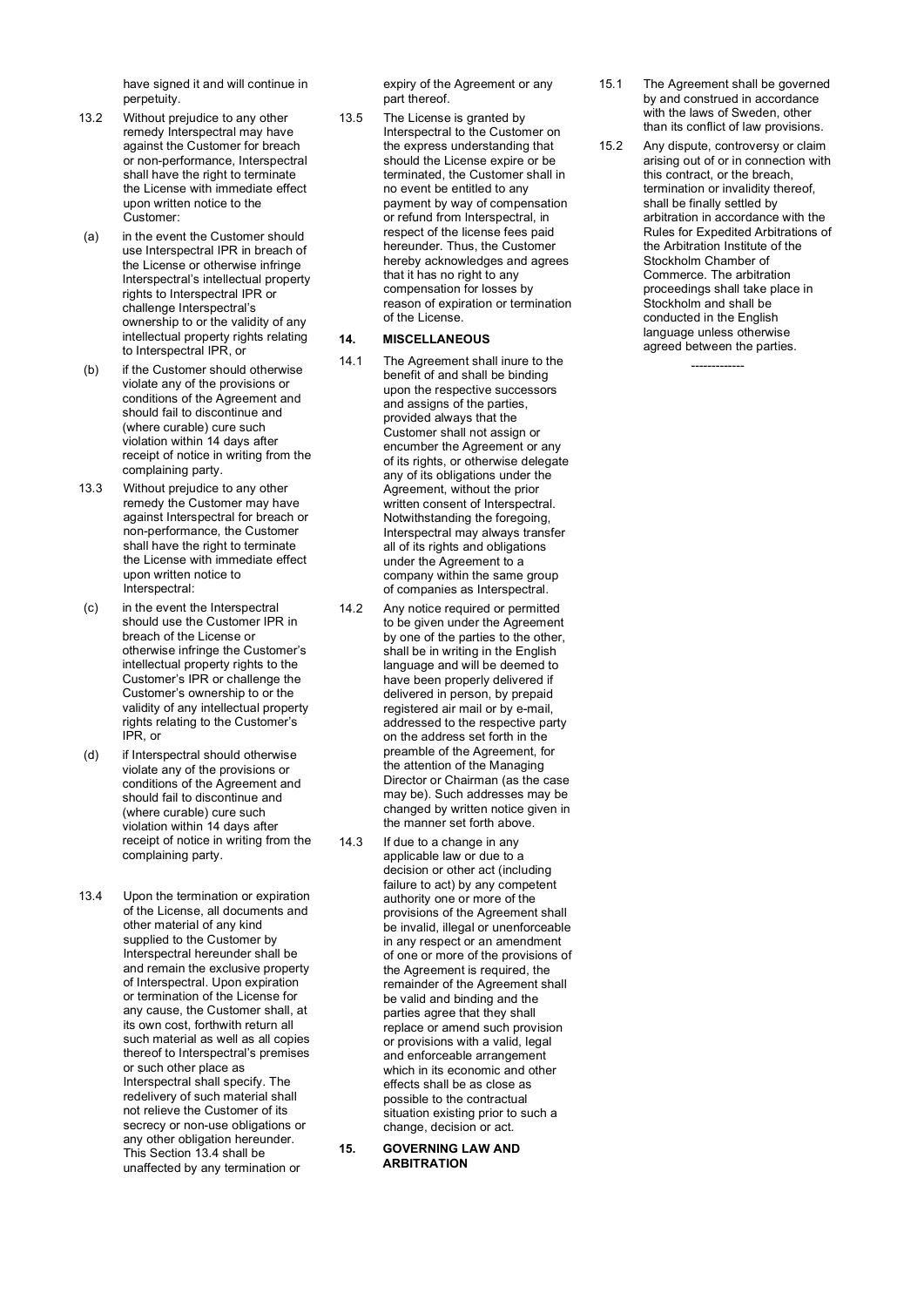have signed it and will continue in perpetuity.

13.2 Without prejudice to any other remedy Interspectral may have against the Customer for breach or non-performance, Interspectral shall have the right to terminate the License with immediate effect upon written notice to the Customer:

(a) in the event the Customer should use Interspectral IPR in breach of the License or otherwise infringe Interspectral's intellectual property rights to Interspectral IPR or challenge Interspectral's ownership to or the validity of any intellectual property rights relating to Interspectral IPR, or

(b) if the Customer should otherwise violate any of the provisions or conditions of the Agreement and should fail to discontinue and (where curable) cure such violation within 14 days after receipt of notice in writing from the complaining party.

13.3 Without prejudice to any other remedy the Customer may have against Interspectral for breach or non-performance, the Customer shall have the right to terminate the License with immediate effect upon written notice to Interspectral:

(c) in the event the Interspectral should use the Customer IPR in breach of the License or otherwise infringe the Customer's intellectual property rights to the Customer's IPR or challenge the Customer's ownership to or the validity of any intellectual property rights relating to the Customer's IPR, or

(d) if Interspectral should otherwise violate any of the provisions or conditions of the Agreement and should fail to discontinue and (where curable) cure such violation within 14 days after receipt of notice in writing from the complaining party.

13.4 Upon the termination or expiration of the License, all documents and other material of any kind supplied to the Customer by Interspectral hereunder shall be and remain the exclusive property of Interspectral. Upon expiration or termination of the License for any cause, the Customer shall, at its own cost, forthwith return all such material as well as all copies thereof to Interspectral's premises or such other place as Interspectral shall specify. The redelivery of such material shall not relieve the Customer of its secrecy or non-use obligations or any other obligation hereunder. This Section 13.4 shall be unaffected by any termination or expiry of the Agreement or any part thereof.

13.5 The License is granted by Interspectral to the Customer on the express understanding that should the License expire or be terminated, the Customer shall in no event be entitled to any payment by way of compensation or refund from Interspectral, in respect of the license fees paid hereunder. Thus, the Customer hereby acknowledges and agrees that it has no right to any compensation for losses by reason of expiration or termination of the License.

## 14. MISCELLANEOUS

14.1 The Agreement shall inure to the benefit of and shall be binding upon the respective successors and assigns of the parties, provided always that the Customer shall not assign or encumber the Agreement or any of its rights, or otherwise delegate any of its obligations under the Agreement, without the prior written consent of Interspectral. Notwithstanding the foregoing, Interspectral may always transfer all of its rights and obligations under the Agreement to a company within the same group of companies as Interspectral.

14.2 Any notice required or permitted to be given under the Agreement by one of the parties to the other, shall be in writing in the English language and will be deemed to have been properly delivered if delivered in person, by prepaid registered air mail or by e-mail, addressed to the respective party on the address set forth in the preamble of the Agreement, for the attention of the Managing Director or Chairman (as the case may be). Such addresses may be changed by written notice given in the manner set forth above.

14.3 If due to a change in any applicable law or due to a decision or other act (including failure to act) by any competent authority one or more of the provisions of the Agreement shall be invalid, illegal or unenforceable in any respect or an amendment of one or more of the provisions of the Agreement is required, the remainder of the Agreement shall be valid and binding and the parties agree that they shall replace or amend such provision or provisions with a valid, legal and enforceable arrangement which in its economic and other effects shall be as close as possible to the contractual situation existing prior to such a change, decision or act.

## 15. GOVERNING LAW AND ARBITRATION

15.1 The Agreement shall be governed by and construed in accordance with the laws of Sweden, other than its conflict of law provisions.

15.2 Any dispute, controversy or claim arising out of or in connection with this contract, or the breach, termination or invalidity thereof, shall be finally settled by arbitration in accordance with the Rules for Expedited Arbitrations of the Arbitration Institute of the Stockholm Chamber of Commerce. The arbitration proceedings shall take place in Stockholm and shall be conducted in the English language unless otherwise agreed between the parties.

-------------